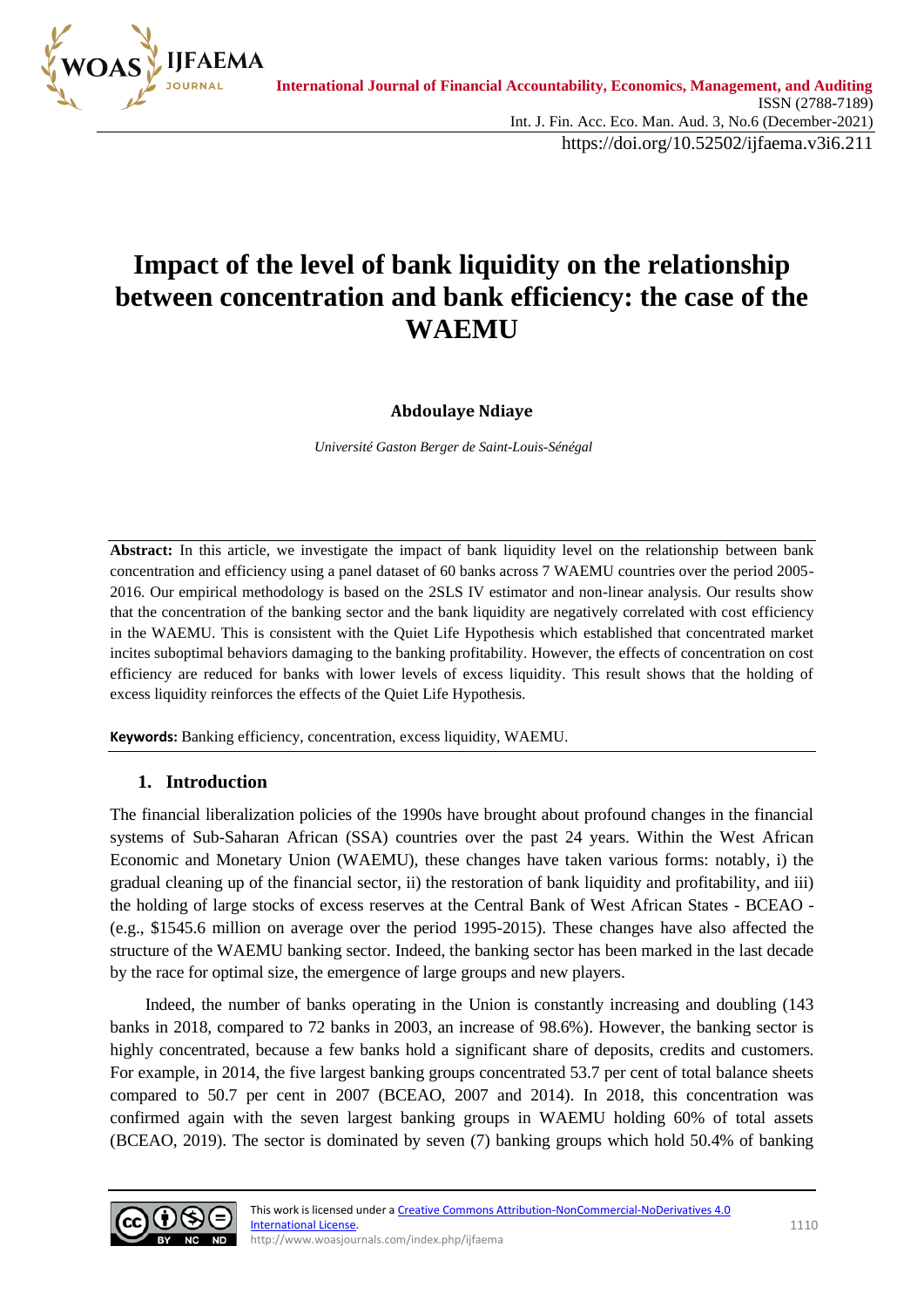# Impact of the level of bank liquidity on the relationship between concentration and bank efficiency: the case of the WAEMU

**Abdoulaye Ndiaye**

*Université Gaston Berger de Saint-Louis-Sénégal*

**Abstract:** In this article, we investigate the impact of bank liquidity level on the relationship between bank concentration and efficiency using a panel dataset of 60 banks across 7 WAEMU countries over the period 2005-2016. Our empirical methodology is based on the 2SLS IV estimator and non-linear analysis. Our results show that the concentration of the banking sector and the bank liquidity are negatively correlated with cost efficiency in the WAEMU. This is consistent with the Quiet Life Hypothesis which established that concentrated market incites suboptimal behaviors damaging to the banking profitability. However, the effects of concentration on cost efficiency are reduced for banks with lower levels of excess liquidity. This result shows that the holding of excess liquidity reinforces the effects of the Quiet Life Hypothesis.

**Keywords:** Banking efficiency, concentration, excess liquidity, WAEMU.

## 1. Introduction

The financial liberalization policies of the 1990s have brought about profound changes in the financial systems of Sub-Saharan African (SSA) countries over the past 24 years. Within the West African Economic and Monetary Union (WAEMU), these changes have taken various forms: notably, i) the gradual cleaning up of the financial sector, ii) the restoration of bank liquidity and profitability, and iii) the holding of large stocks of excess reserves at the Central Bank of West African States - BCEAO - (e.g., $1545.6 million on average over the period 1995-2015). These changes have also affected the structure of the WAEMU banking sector. Indeed, the banking sector has been marked in the last decade by the race for optimal size, the emergence of large groups and new players.

Indeed, the number of banks operating in the Union is constantly increasing and doubling (143 banks in 2018, compared to 72 banks in 2003, an increase of 98.6%). However, the banking sector is highly concentrated, because a few banks hold a significant share of deposits, credits and customers. For example, in 2014, the five largest banking groups concentrated 53.7 per cent of total balance sheets compared to 50.7 per cent in 2007 (BCEAO, 2007 and 2014). In 2018, this concentration was confirmed again with the seven largest banking groups in WAEMU holding 60% of total assets (BCEAO, 2019). The sector is dominated by seven (7) banking groups which hold 50.4% of banking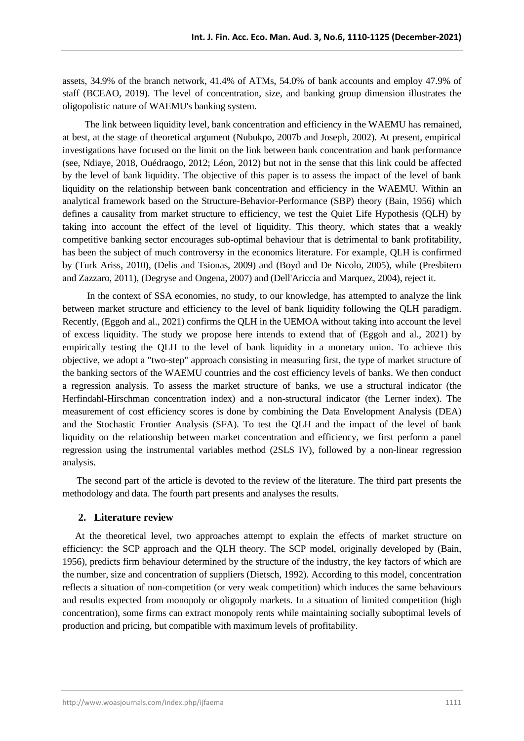assets, 34.9% of the branch network, 41.4% of ATMs, 54.0% of bank accounts and employ 47.9% of staff (BCEAO, 2019). The level of concentration, size, and banking group dimension illustrates the oligopolistic nature of WAEMU's banking system.

The link between liquidity level, bank concentration and efficiency in the WAEMU has remained, at best, at the stage of theoretical argument (Nubukpo, 2007b and Joseph, 2002). At present, empirical investigations have focused on the limit on the link between bank concentration and bank performance (see, Ndiaye, 2018, Ouédraogo, 2012; Léon, 2012) but not in the sense that this link could be affected by the level of bank liquidity. The objective of this paper is to assess the impact of the level of bank liquidity on the relationship between bank concentration and efficiency in the WAEMU. Within an analytical framework based on the Structure-Behavior-Performance (SBP) theory (Bain, 1956) which defines a causality from market structure to efficiency, we test the Quiet Life Hypothesis (QLH) by taking into account the effect of the level of liquidity. This theory, which states that a weakly competitive banking sector encourages sub-optimal behaviour that is detrimental to bank profitability, has been the subject of much controversy in the economics literature. For example, QLH is confirmed by (Turk Ariss, 2010), (Delis and Tsionas, 2009) and (Boyd and De Nicolo, 2005), while (Presbitero and Zazzaro, 2011), (Degryse and Ongena, 2007) and (Dell'Ariccia and Marquez, 2004), reject it.

In the context of SSA economies, no study, to our knowledge, has attempted to analyze the link between market structure and efficiency to the level of bank liquidity following the QLH paradigm. Recently, (Eggoh and al., 2021) confirms the QLH in the UEMOA without taking into account the level of excess liquidity. The study we propose here intends to extend that of (Eggoh and al., 2021) by empirically testing the QLH to the level of bank liquidity in a monetary union. To achieve this objective, we adopt a "two-step" approach consisting in measuring first, the type of market structure of the banking sectors of the WAEMU countries and the cost efficiency levels of banks. We then conduct a regression analysis. To assess the market structure of banks, we use a structural indicator (the Herfindahl-Hirschman concentration index) and a non-structural indicator (the Lerner index). The measurement of cost efficiency scores is done by combining the Data Envelopment Analysis (DEA) and the Stochastic Frontier Analysis (SFA). To test the QLH and the impact of the level of bank liquidity on the relationship between market concentration and efficiency, we first perform a panel regression using the instrumental variables method (2SLS IV), followed by a non-linear regression analysis.

The second part of the article is devoted to the review of the literature. The third part presents the methodology and data. The fourth part presents and analyses the results.

## 2. Literature review

At the theoretical level, two approaches attempt to explain the effects of market structure on efficiency: the SCP approach and the QLH theory. The SCP model, originally developed by (Bain, 1956), predicts firm behaviour determined by the structure of the industry, the key factors of which are the number, size and concentration of suppliers (Dietsch, 1992). According to this model, concentration reflects a situation of non-competition (or very weak competition) which induces the same behaviours and results expected from monopoly or oligopoly markets. In a situation of limited competition (high concentration), some firms can extract monopoly rents while maintaining socially suboptimal levels of production and pricing, but compatible with maximum levels of profitability.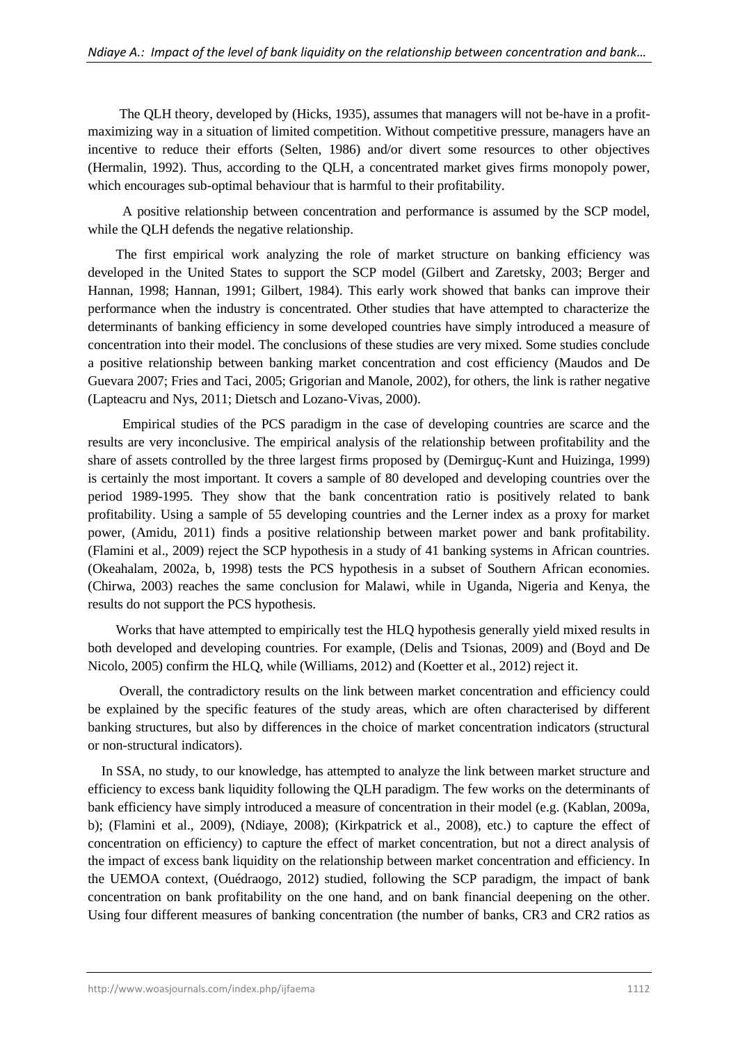The QLH theory, developed by (Hicks, 1935), assumes that managers will not be-have in a profit-maximizing way in a situation of limited competition. Without competitive pressure, managers have an incentive to reduce their efforts (Selten, 1986) and/or divert some resources to other objectives (Hermalin, 1992). Thus, according to the QLH, a concentrated market gives firms monopoly power, which encourages sub-optimal behaviour that is harmful to their profitability.

A positive relationship between concentration and performance is assumed by the SCP model, while the QLH defends the negative relationship.

The first empirical work analyzing the role of market structure on banking efficiency was developed in the United States to support the SCP model (Gilbert and Zaretsky, 2003; Berger and Hannan, 1998; Hannan, 1991; Gilbert, 1984). This early work showed that banks can improve their performance when the industry is concentrated. Other studies that have attempted to characterize the determinants of banking efficiency in some developed countries have simply introduced a measure of concentration into their model. The conclusions of these studies are very mixed. Some studies conclude a positive relationship between banking market concentration and cost efficiency (Maudos and De Guevara 2007; Fries and Taci, 2005; Grigorian and Manole, 2002), for others, the link is rather negative (Lapteacru and Nys, 2011; Dietsch and Lozano-Vivas, 2000).

Empirical studies of the PCS paradigm in the case of developing countries are scarce and the results are very inconclusive. The empirical analysis of the relationship between profitability and the share of assets controlled by the three largest firms proposed by (Demirguç-Kunt and Huizinga, 1999) is certainly the most important. It covers a sample of 80 developed and developing countries over the period 1989-1995. They show that the bank concentration ratio is positively related to bank profitability. Using a sample of 55 developing countries and the Lerner index as a proxy for market power, (Amidu, 2011) finds a positive relationship between market power and bank profitability. (Flamini et al., 2009) reject the SCP hypothesis in a study of 41 banking systems in African countries. (Okeahalam, 2002a, b, 1998) tests the PCS hypothesis in a subset of Southern African economies. (Chirwa, 2003) reaches the same conclusion for Malawi, while in Uganda, Nigeria and Kenya, the results do not support the PCS hypothesis.

Works that have attempted to empirically test the HLQ hypothesis generally yield mixed results in both developed and developing countries. For example, (Delis and Tsionas, 2009) and (Boyd and De Nicolo, 2005) confirm the HLQ, while (Williams, 2012) and (Koetter et al., 2012) reject it.

Overall, the contradictory results on the link between market concentration and efficiency could be explained by the specific features of the study areas, which are often characterised by different banking structures, but also by differences in the choice of market concentration indicators (structural or non-structural indicators).

In SSA, no study, to our knowledge, has attempted to analyze the link between market structure and efficiency to excess bank liquidity following the QLH paradigm. The few works on the determinants of bank efficiency have simply introduced a measure of concentration in their model (e.g. (Kablan, 2009a, b); (Flamini et al., 2009), (Ndiaye, 2008); (Kirkpatrick et al., 2008), etc.) to capture the effect of concentration on efficiency) to capture the effect of market concentration, but not a direct analysis of the impact of excess bank liquidity on the relationship between market concentration and efficiency. In the UEMOA context, (Ouédraogo, 2012) studied, following the SCP paradigm, the impact of bank concentration on bank profitability on the one hand, and on bank financial deepening on the other. Using four different measures of banking concentration (the number of banks, CR3 and CR2 ratios as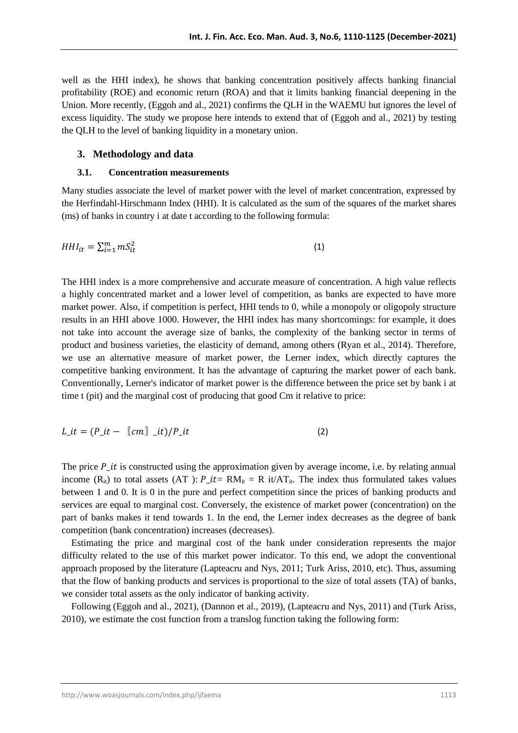well as the HHI index), he shows that banking concentration positively affects banking financial profitability (ROE) and economic return (ROA) and that it limits banking financial deepening in the Union. More recently, (Eggoh and al., 2021) confirms the QLH in the WAEMU but ignores the level of excess liquidity. The study we propose here intends to extend that of (Eggoh and al., 2021) by testing the QLH to the level of banking liquidity in a monetary union.

## 3. Methodology and data

### 3.1. Concentration measurements

Many studies associate the level of market power with the level of market concentration, expressed by the Herfindahl-Hirschmann Index (HHI). It is calculated as the sum of the squares of the market shares (ms) of banks in country i at date t according to the following formula:

$$HHI_{it} = \sum_{i=1}^{m} mS_{it}^{2} \tag{1}$$

The HHI index is a more comprehensive and accurate measure of concentration. A high value reflects a highly concentrated market and a lower level of competition, as banks are expected to have more market power. Also, if competition is perfect, HHI tends to 0, while a monopoly or oligopoly structure results in an HHI above 1000. However, the HHI index has many shortcomings: for example, it does not take into account the average size of banks, the complexity of the banking sector in terms of product and business varieties, the elasticity of demand, among others (Ryan et al., 2014). Therefore, we use an alternative measure of market power, the Lerner index, which directly captures the competitive banking environment. It has the advantage of capturing the market power of each bank. Conventionally, Lerner's indicator of market power is the difference between the price set by bank i at time t (pit) and the marginal cost of producing that good Cm it relative to price:

$$L\_it = (P\_it - 〖cm〗\_it)/P\_it \tag{2}$$

The price $P\_it$ is constructed using the approximation given by average income, i.e. by relating annual income ($R_{it}$) to total assets (AT ): $P\_it$ = $RM_{it}$ = R it/$AT_{it}$. The index thus formulated takes values between 1 and 0. It is 0 in the pure and perfect competition since the prices of banking products and services are equal to marginal cost. Conversely, the existence of market power (concentration) on the part of banks makes it tend towards 1. In the end, the Lerner index decreases as the degree of bank competition (bank concentration) increases (decreases).

Estimating the price and marginal cost of the bank under consideration represents the major difficulty related to the use of this market power indicator. To this end, we adopt the conventional approach proposed by the literature (Lapteacru and Nys, 2011; Turk Ariss, 2010, etc). Thus, assuming that the flow of banking products and services is proportional to the size of total assets (TA) of banks, we consider total assets as the only indicator of banking activity.

Following (Eggoh and al., 2021), (Dannon et al., 2019), (Lapteacru and Nys, 2011) and (Turk Ariss, 2010), we estimate the cost function from a translog function taking the following form: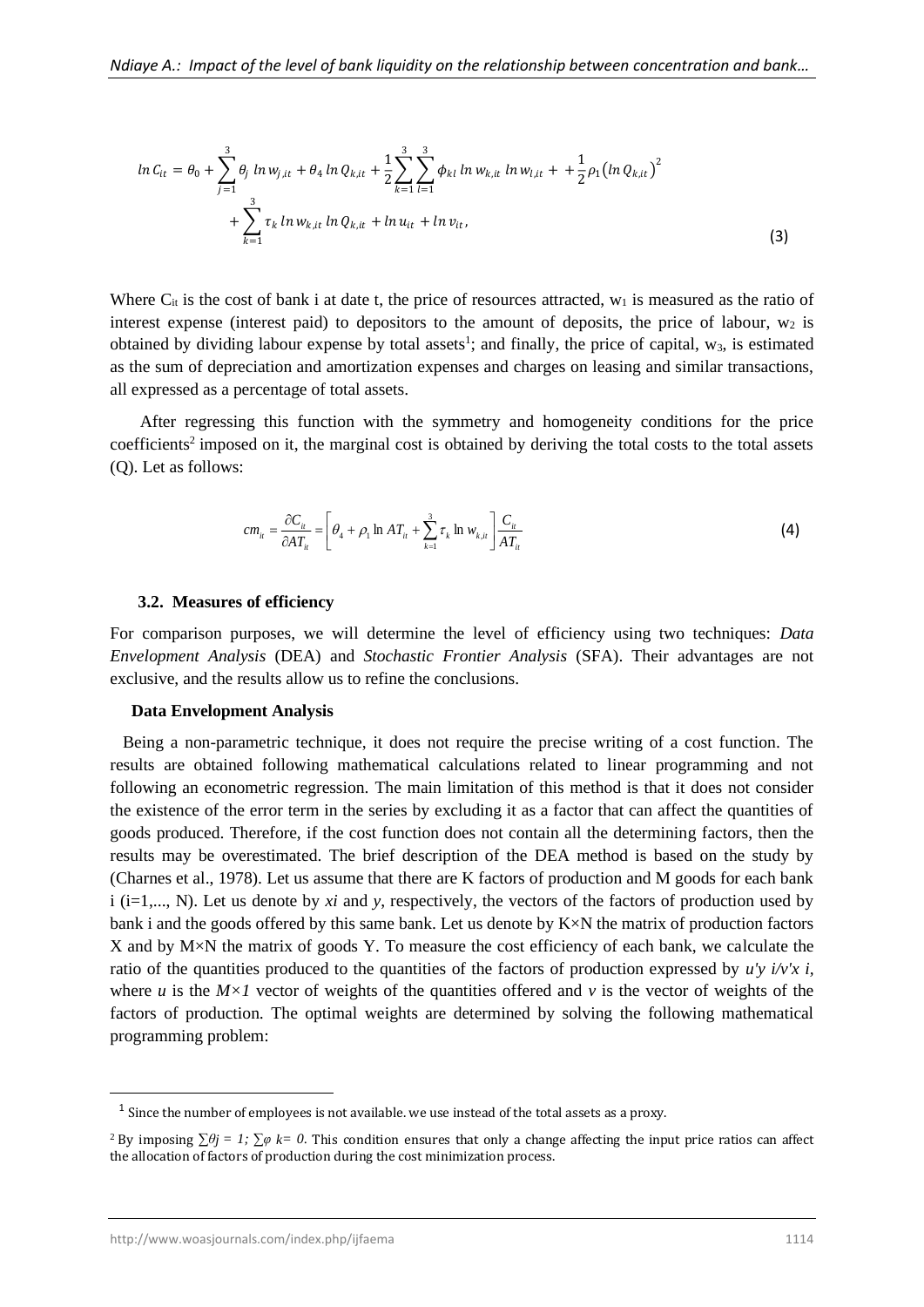$$ln\,C_{it} = \theta_0 + \sum_{j=1}^{3} \theta_j\, ln\,w_{j,it} + \theta_4\, ln\,Q_{k,it} + \frac{1}{2}\sum_{k=1}^{3}\sum_{l=1}^{3} \phi_{kl}\, ln\,w_{k,it}\, ln\,w_{l,it} + + \frac{1}{2}\rho_1 \left(ln\,Q_{k,it}\right)^2 + \sum_{k=1}^{3} \tau_k\, ln\,w_{k,it}\, ln\,Q_{k,it} + ln\,u_{it} + ln\,v_{it}, \tag{3}$$

Where $C_{it}$ is the cost of bank i at date t, the price of resources attracted, $w_1$ is measured as the ratio of interest expense (interest paid) to depositors to the amount of deposits, the price of labour, $w_2$ is obtained by dividing labour expense by total assets[1]; and finally, the price of capital, $w_3$, is estimated as the sum of depreciation and amortization expenses and charges on leasing and similar transactions, all expressed as a percentage of total assets.

After regressing this function with the symmetry and homogeneity conditions for the price coefficients[2] imposed on it, the marginal cost is obtained by deriving the total costs to the total assets (Q). Let as follows:

$$cm_{it} = \frac{\partial C_{it}}{\partial AT_{it}} = \left[\theta_4 + \rho_1 \ln AT_{it} + \sum_{k=1}^{3} \tau_k \ln w_{k,it}\right] \frac{C_{it}}{AT_{it}} \tag{4}$$

### 3.2. Measures of efficiency

For comparison purposes, we will determine the level of efficiency using two techniques: *Data Envelopment Analysis* (DEA) and *Stochastic Frontier Analysis* (SFA). Their advantages are not exclusive, and the results allow us to refine the conclusions.

**Data Envelopment Analysis**

Being a non-parametric technique, it does not require the precise writing of a cost function. The results are obtained following mathematical calculations related to linear programming and not following an econometric regression. The main limitation of this method is that it does not consider the existence of the error term in the series by excluding it as a factor that can affect the quantities of goods produced. Therefore, if the cost function does not contain all the determining factors, then the results may be overestimated. The brief description of the DEA method is based on the study by (Charnes et al., 1978). Let us assume that there are K factors of production and M goods for each bank i (i=1,..., N). Let us denote by $x_i$ and $y$, respectively, the vectors of the factors of production used by bank i and the goods offered by this same bank. Let us denote by K×N the matrix of production factors X and by M×N the matrix of goods Y. To measure the cost efficiency of each bank, we calculate the ratio of the quantities produced to the quantities of the factors of production expressed by $u'y_i/v'x_i$, where $u$ is the $M\times 1$ vector of weights of the quantities offered and $v$ is the vector of weights of the factors of production. The optimal weights are determined by solving the following mathematical programming problem:

---

[1] Since the number of employees is not available. we use instead of the total assets as a proxy.

[2] By imposing $\sum\theta j = 1$; $\sum\varphi\ k = 0$. This condition ensures that only a change affecting the input price ratios can affect the allocation of factors of production during the cost minimization process.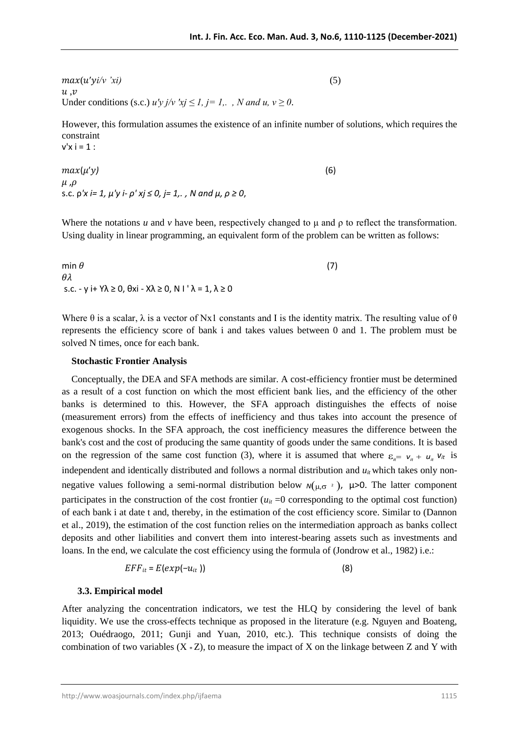$$\max_{u,v}(u'y_i/v'x_i) \quad (5)$$

Under conditions (s.c.) $u'y_j/v'x_j \leq 1$, $j = 1, .., N$ and $u, v \geq 0$.

However, this formulation assumes the existence of an infinite number of solutions, which requires the constraint $v'x_i = 1$ :

$$\max_{\mu,\rho}(\mu'y) \quad (6)$$

s.c. $\rho'x_i = 1$, $\mu'y_i - \rho'x_j \leq 0$, $j = 1, .., N$ and $\mu, \rho \geq 0$,

Where the notations $u$ and $v$ have been, respectively changed to μ and ρ to reflect the transformation. Using duality in linear programming, an equivalent form of the problem can be written as follows:

$$\min_{\theta\lambda} \theta \quad (7)$$

s.c. $-y_i + Y\lambda \geq 0$, $\theta x_i - X\lambda \geq 0$, $N I'\lambda = 1$, $\lambda \geq 0$

Where θ is a scalar, λ is a vector of Nx1 constants and I is the identity matrix. The resulting value of θ represents the efficiency score of bank i and takes values between 0 and 1. The problem must be solved N times, once for each bank.

**Stochastic Frontier Analysis**

Conceptually, the DEA and SFA methods are similar. A cost-efficiency frontier must be determined as a result of a cost function on which the most efficient bank lies, and the efficiency of the other banks is determined to this. However, the SFA approach distinguishes the effects of noise (measurement errors) from the effects of inefficiency and thus takes into account the presence of exogenous shocks. In the SFA approach, the cost inefficiency measures the difference between the bank's cost and the cost of producing the same quantity of goods under the same conditions. It is based on the regression of the same cost function (3), where it is assumed that where $\varepsilon_{it} = v_{it} + u_{it}$ $v_{it}$ is independent and identically distributed and follows a normal distribution and $u_{it}$ which takes only non-negative values following a semi-normal distribution below $N(\mu, \sigma^2)$, μ>0. The latter component participates in the construction of the cost frontier ($u_{it} = 0$ corresponding to the optimal cost function) of each bank i at date t and, thereby, in the estimation of the cost efficiency score. Similar to (Dannon et al., 2019), the estimation of the cost function relies on the intermediation approach as banks collect deposits and other liabilities and convert them into interest-bearing assets such as investments and loans. In the end, we calculate the cost efficiency using the formula of (Jondrow et al., 1982) i.e.:

$$EFF_{it} = E(exp(-u_{it})) \quad (8)$$

### 3.3. Empirical model

After analyzing the concentration indicators, we test the HLQ by considering the level of bank liquidity. We use the cross-effects technique as proposed in the literature (e.g. Nguyen and Boateng, 2013; Ouédraogo, 2011; Gunji and Yuan, 2010, etc.). This technique consists of doing the combination of two variables ($X * Z$), to measure the impact of X on the linkage between Z and Y with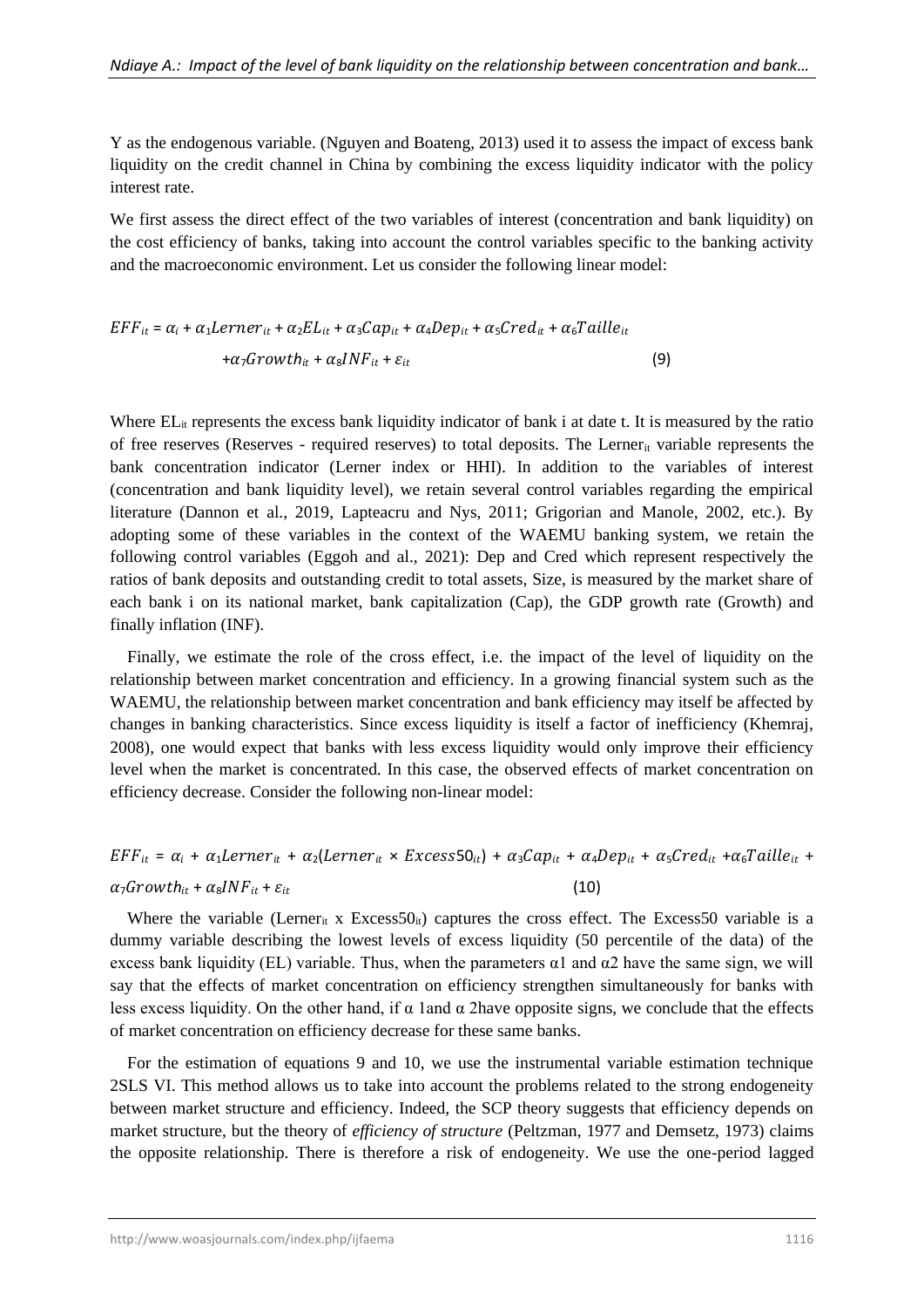Y as the endogenous variable. (Nguyen and Boateng, 2013) used it to assess the impact of excess bank liquidity on the credit channel in China by combining the excess liquidity indicator with the policy interest rate.

We first assess the direct effect of the two variables of interest (concentration and bank liquidity) on the cost efficiency of banks, taking into account the control variables specific to the banking activity and the macroeconomic environment. Let us consider the following linear model:

$$EFF_{it} = \alpha_i + \alpha_1 Lerner_{it} + \alpha_2 EL_{it} + \alpha_3 Cap_{it} + \alpha_4 Dep_{it} + \alpha_5 Cred_{it} + \alpha_6 Taille_{it} + \alpha_7 Growth_{it} + \alpha_8 INF_{it} + \varepsilon_{it} \quad (9)$$

Where $EL_{it}$ represents the excess bank liquidity indicator of bank i at date t. It is measured by the ratio of free reserves (Reserves - required reserves) to total deposits. The $Lerner_{it}$ variable represents the bank concentration indicator (Lerner index or HHI). In addition to the variables of interest (concentration and bank liquidity level), we retain several control variables regarding the empirical literature (Dannon et al., 2019, Lapteacru and Nys, 2011; Grigorian and Manole, 2002, etc.). By adopting some of these variables in the context of the WAEMU banking system, we retain the following control variables (Eggoh and al., 2021): Dep and Cred which represent respectively the ratios of bank deposits and outstanding credit to total assets, Size, is measured by the market share of each bank i on its national market, bank capitalization (Cap), the GDP growth rate (Growth) and finally inflation (INF).

Finally, we estimate the role of the cross effect, i.e. the impact of the level of liquidity on the relationship between market concentration and efficiency. In a growing financial system such as the WAEMU, the relationship between market concentration and bank efficiency may itself be affected by changes in banking characteristics. Since excess liquidity is itself a factor of inefficiency (Khemraj, 2008), one would expect that banks with less excess liquidity would only improve their efficiency level when the market is concentrated. In this case, the observed effects of market concentration on efficiency decrease. Consider the following non-linear model:

$$EFF_{it} = \alpha_i + \alpha_1 Lerner_{it} + \alpha_2 (Lerner_{it} \times Excess50_{it}) + \alpha_3 Cap_{it} + \alpha_4 Dep_{it} + \alpha_5 Cred_{it} + \alpha_6 Taille_{it} + \alpha_7 Growth_{it} + \alpha_8 INF_{it} + \varepsilon_{it} \quad (10)$$

Where the variable ($Lerner_{it}$ x $Excess50_{it}$) captures the cross effect. The Excess50 variable is a dummy variable describing the lowest levels of excess liquidity (50 percentile of the data) of the excess bank liquidity (EL) variable. Thus, when the parameters $\alpha 1$ and $\alpha 2$ have the same sign, we will say that the effects of market concentration on efficiency strengthen simultaneously for banks with less excess liquidity. On the other hand, if $\alpha$ 1and $\alpha$ 2have opposite signs, we conclude that the effects of market concentration on efficiency decrease for these same banks.

For the estimation of equations 9 and 10, we use the instrumental variable estimation technique 2SLS VI. This method allows us to take into account the problems related to the strong endogeneity between market structure and efficiency. Indeed, the SCP theory suggests that efficiency depends on market structure, but the theory of *efficiency of structure* (Peltzman, 1977 and Demsetz, 1973) claims the opposite relationship. There is therefore a risk of endogeneity. We use the one-period lagged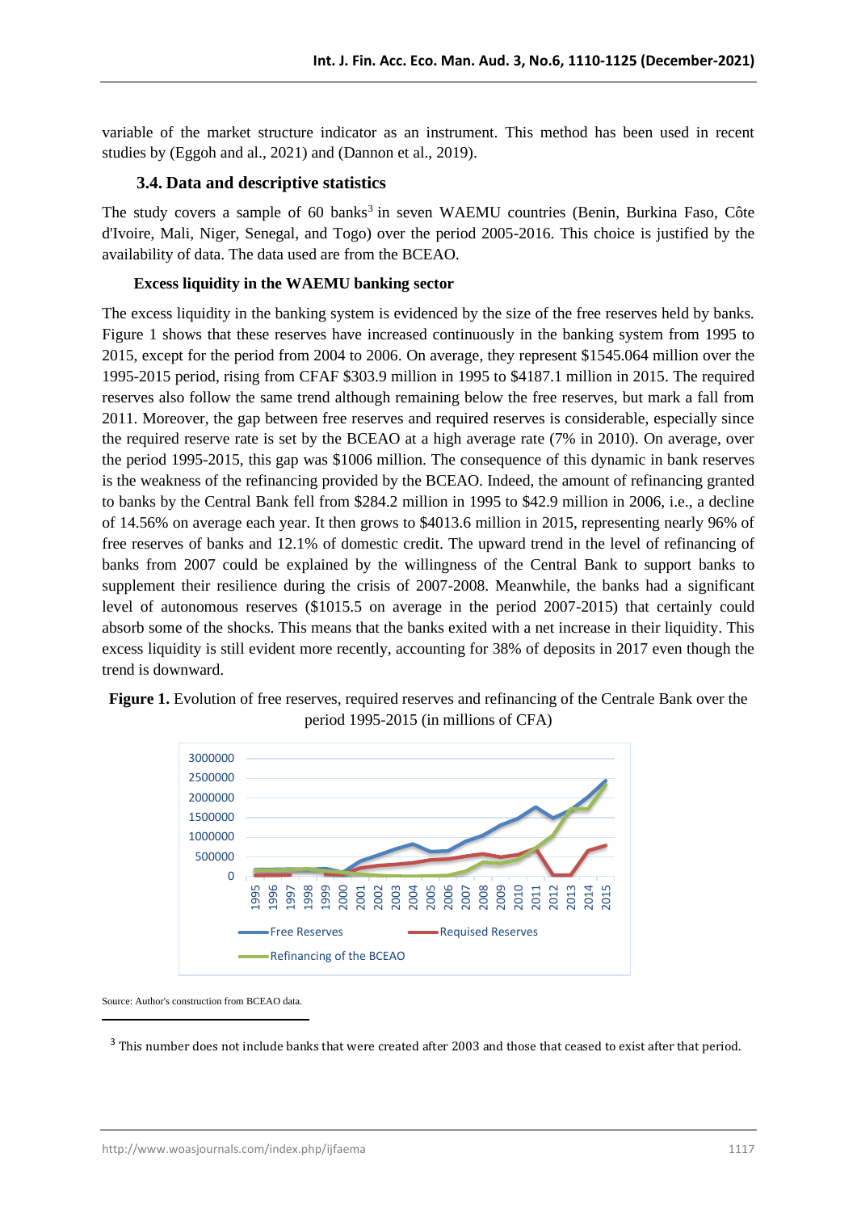variable of the market structure indicator as an instrument. This method has been used in recent studies by (Eggoh and al., 2021) and (Dannon et al., 2019).

### 3.4. Data and descriptive statistics

The study covers a sample of 60 banks[3] in seven WAEMU countries (Benin, Burkina Faso, Côte d'Ivoire, Mali, Niger, Senegal, and Togo) over the period 2005-2016. This choice is justified by the availability of data. The data used are from the BCEAO.

**Excess liquidity in the WAEMU banking sector**

The excess liquidity in the banking system is evidenced by the size of the free reserves held by banks. Figure 1 shows that these reserves have increased continuously in the banking system from 1995 to 2015, except for the period from 2004 to 2006. On average, they represent $1545.064 million over the 1995-2015 period, rising from CFAF $303.9 million in 1995 to $4187.1 million in 2015. The required reserves also follow the same trend although remaining below the free reserves, but mark a fall from 2011. Moreover, the gap between free reserves and required reserves is considerable, especially since the required reserve rate is set by the BCEAO at a high average rate (7% in 2010). On average, over the period 1995-2015, this gap was $1006 million. The consequence of this dynamic in bank reserves is the weakness of the refinancing provided by the BCEAO. Indeed, the amount of refinancing granted to banks by the Central Bank fell from $284.2 million in 1995 to $42.9 million in 2006, i.e., a decline of 14.56% on average each year. It then grows to $4013.6 million in 2015, representing nearly 96% of free reserves of banks and 12.1% of domestic credit. The upward trend in the level of refinancing of banks from 2007 could be explained by the willingness of the Central Bank to support banks to supplement their resilience during the crisis of 2007-2008. Meanwhile, the banks had a significant level of autonomous reserves ($1015.5 on average in the period 2007-2015) that certainly could absorb some of the shocks. This means that the banks exited with a net increase in their liquidity. This excess liquidity is still evident more recently, accounting for 38% of deposits in 2017 even though the trend is downward.

**Figure 1.** Evolution of free reserves, required reserves and refinancing of the Centrale Bank over the period 1995-2015 (in millions of CFA)

Source: Author's construction from BCEAO data.

[3] This number does not include banks that were created after 2003 and those that ceased to exist after that period.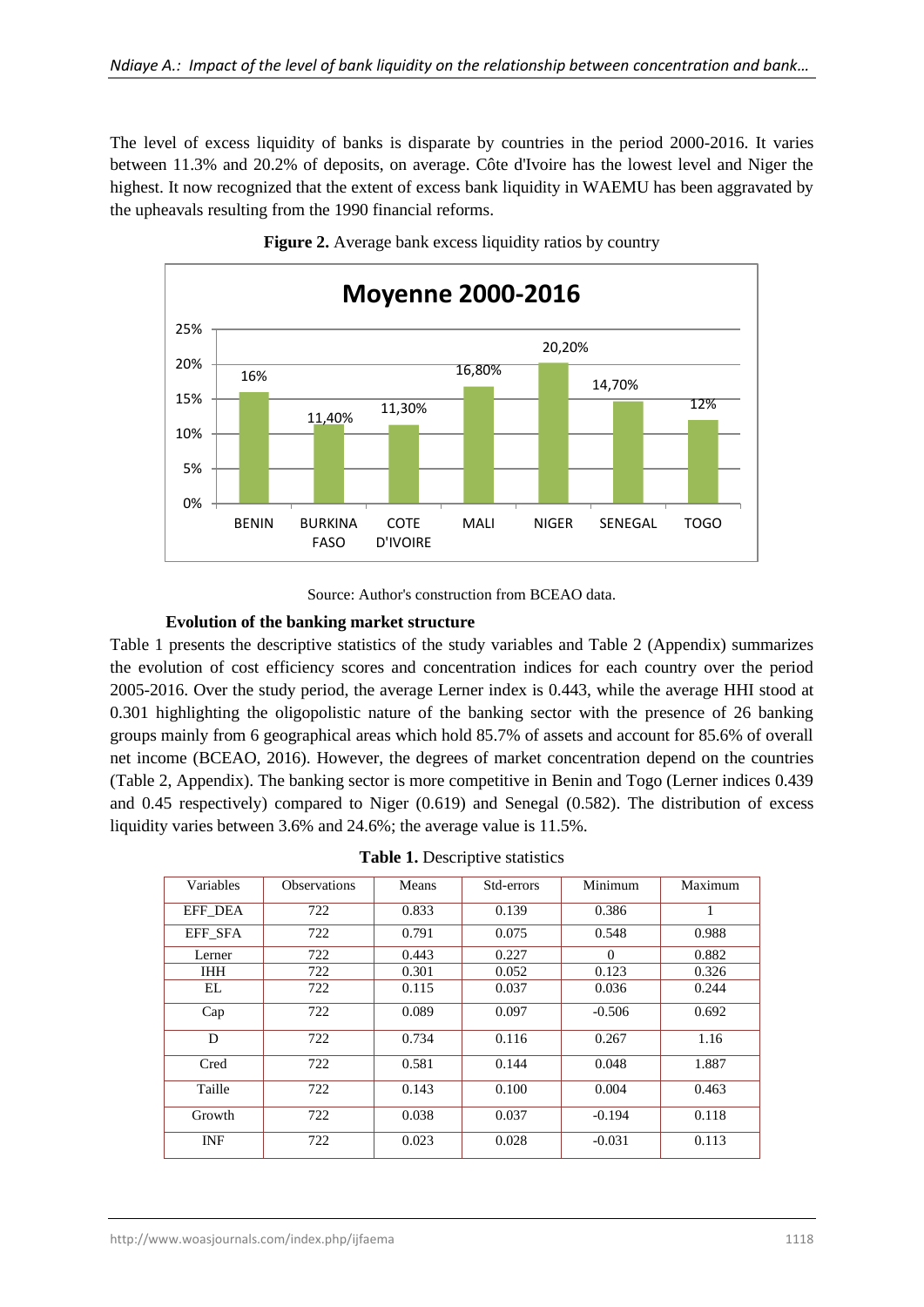The level of excess liquidity of banks is disparate by countries in the period 2000-2016. It varies between 11.3% and 20.2% of deposits, on average. Côte d'Ivoire has the lowest level and Niger the highest. It now recognized that the extent of excess bank liquidity in WAEMU has been aggravated by the upheavals resulting from the 1990 financial reforms.

**Figure 2.** Average bank excess liquidity ratios by country

Source: Author's construction from BCEAO data.

**Evolution of the banking market structure**

Table 1 presents the descriptive statistics of the study variables and Table 2 (Appendix) summarizes the evolution of cost efficiency scores and concentration indices for each country over the period 2005-2016. Over the study period, the average Lerner index is 0.443, while the average HHI stood at 0.301 highlighting the oligopolistic nature of the banking sector with the presence of 26 banking groups mainly from 6 geographical areas which hold 85.7% of assets and account for 85.6% of overall net income (BCEAO, 2016). However, the degrees of market concentration depend on the countries (Table 2, Appendix). The banking sector is more competitive in Benin and Togo (Lerner indices 0.439 and 0.45 respectively) compared to Niger (0.619) and Senegal (0.582). The distribution of excess liquidity varies between 3.6% and 24.6%; the average value is 11.5%.

**Table 1.** Descriptive statistics

| Variables | Observations | Means | Std-errors | Minimum | Maximum |
|---|---|---|---|---|---|
| EFF_DEA | 722 | 0.833 | 0.139 | 0.386 | 1 |
| EFF_SFA | 722 | 0.791 | 0.075 | 0.548 | 0.988 |
| Lerner | 722 | 0.443 | 0.227 | 0 | 0.882 |
| IHH | 722 | 0.301 | 0.052 | 0.123 | 0.326 |
| EL | 722 | 0.115 | 0.037 | 0.036 | 0.244 |
| Cap | 722 | 0.089 | 0.097 | -0.506 | 0.692 |
| D | 722 | 0.734 | 0.116 | 0.267 | 1.16 |
| Cred | 722 | 0.581 | 0.144 | 0.048 | 1.887 |
| Taille | 722 | 0.143 | 0.100 | 0.004 | 0.463 |
| Growth | 722 | 0.038 | 0.037 | -0.194 | 0.118 |
| INF | 722 | 0.023 | 0.028 | -0.031 | 0.113 |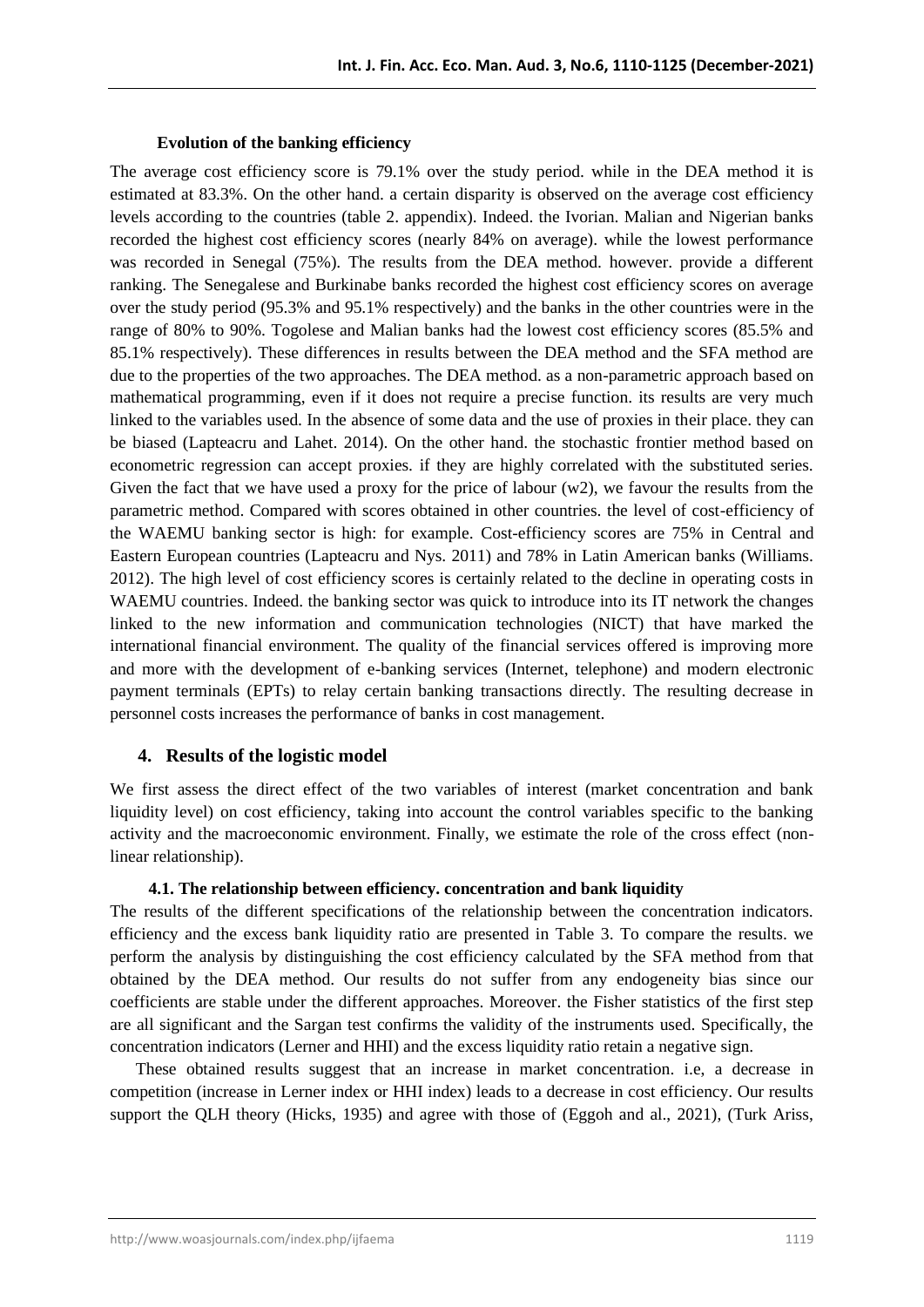### Evolution of the banking efficiency

The average cost efficiency score is 79.1% over the study period. while in the DEA method it is estimated at 83.3%. On the other hand. a certain disparity is observed on the average cost efficiency levels according to the countries (table 2. appendix). Indeed. the Ivorian. Malian and Nigerian banks recorded the highest cost efficiency scores (nearly 84% on average). while the lowest performance was recorded in Senegal (75%). The results from the DEA method. however. provide a different ranking. The Senegalese and Burkinabe banks recorded the highest cost efficiency scores on average over the study period (95.3% and 95.1% respectively) and the banks in the other countries were in the range of 80% to 90%. Togolese and Malian banks had the lowest cost efficiency scores (85.5% and 85.1% respectively). These differences in results between the DEA method and the SFA method are due to the properties of the two approaches. The DEA method. as a non-parametric approach based on mathematical programming, even if it does not require a precise function. its results are very much linked to the variables used. In the absence of some data and the use of proxies in their place. they can be biased (Lapteacru and Lahet. 2014). On the other hand. the stochastic frontier method based on econometric regression can accept proxies. if they are highly correlated with the substituted series. Given the fact that we have used a proxy for the price of labour (w2), we favour the results from the parametric method. Compared with scores obtained in other countries. the level of cost-efficiency of the WAEMU banking sector is high: for example. Cost-efficiency scores are 75% in Central and Eastern European countries (Lapteacru and Nys. 2011) and 78% in Latin American banks (Williams. 2012). The high level of cost efficiency scores is certainly related to the decline in operating costs in WAEMU countries. Indeed. the banking sector was quick to introduce into its IT network the changes linked to the new information and communication technologies (NICT) that have marked the international financial environment. The quality of the financial services offered is improving more and more with the development of e-banking services (Internet, telephone) and modern electronic payment terminals (EPTs) to relay certain banking transactions directly. The resulting decrease in personnel costs increases the performance of banks in cost management.

## 4. Results of the logistic model

We first assess the direct effect of the two variables of interest (market concentration and bank liquidity level) on cost efficiency, taking into account the control variables specific to the banking activity and the macroeconomic environment. Finally, we estimate the role of the cross effect (non-linear relationship).

### 4.1. The relationship between efficiency. concentration and bank liquidity

The results of the different specifications of the relationship between the concentration indicators. efficiency and the excess bank liquidity ratio are presented in Table 3. To compare the results. we perform the analysis by distinguishing the cost efficiency calculated by the SFA method from that obtained by the DEA method. Our results do not suffer from any endogeneity bias since our coefficients are stable under the different approaches. Moreover. the Fisher statistics of the first step are all significant and the Sargan test confirms the validity of the instruments used. Specifically, the concentration indicators (Lerner and HHI) and the excess liquidity ratio retain a negative sign.

These obtained results suggest that an increase in market concentration. i.e, a decrease in competition (increase in Lerner index or HHI index) leads to a decrease in cost efficiency. Our results support the QLH theory (Hicks, 1935) and agree with those of (Eggoh and al., 2021), (Turk Ariss,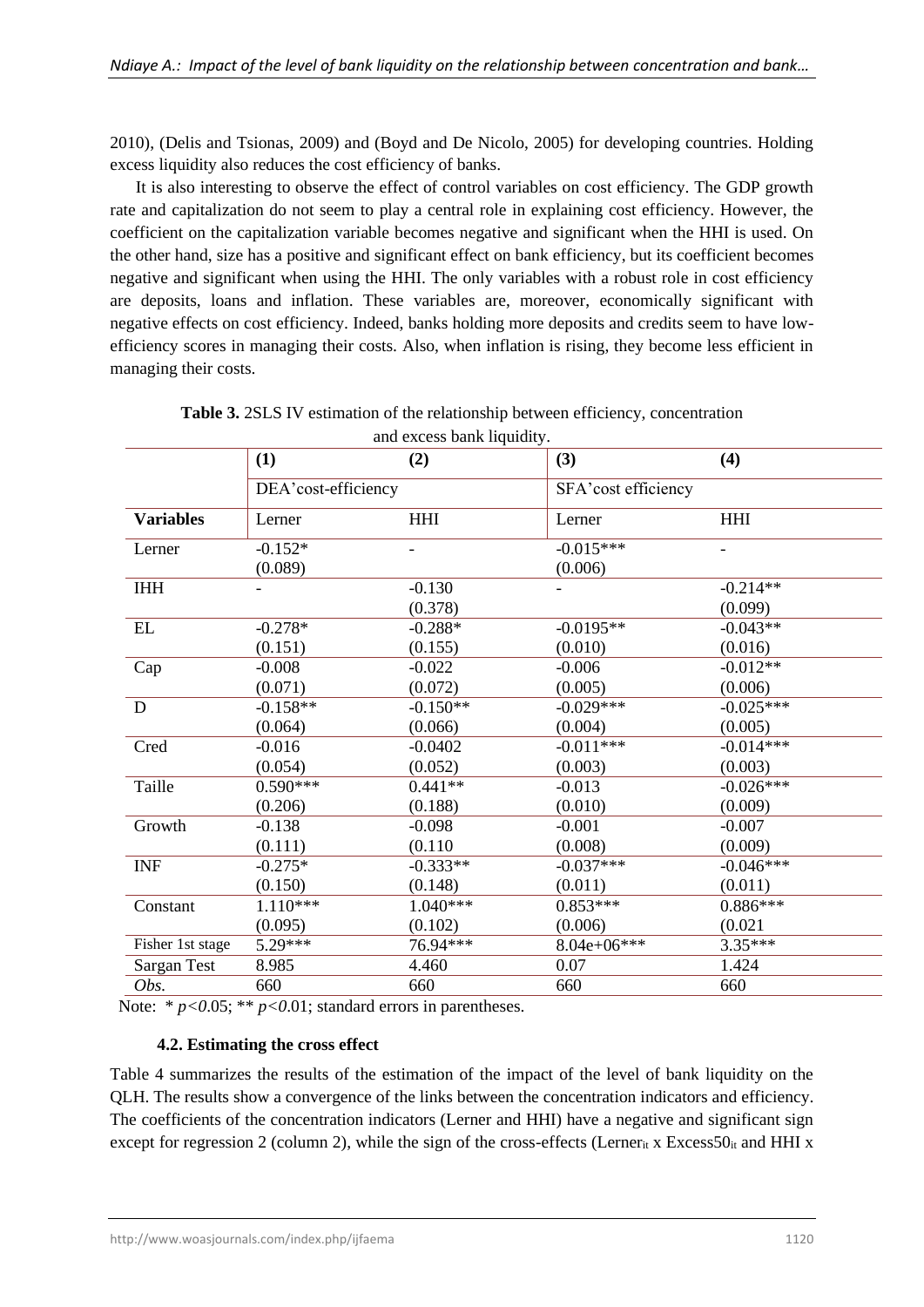2010), (Delis and Tsionas, 2009) and (Boyd and De Nicolo, 2005) for developing countries. Holding excess liquidity also reduces the cost efficiency of banks.

It is also interesting to observe the effect of control variables on cost efficiency. The GDP growth rate and capitalization do not seem to play a central role in explaining cost efficiency. However, the coefficient on the capitalization variable becomes negative and significant when the HHI is used. On the other hand, size has a positive and significant effect on bank efficiency, but its coefficient becomes negative and significant when using the HHI. The only variables with a robust role in cost efficiency are deposits, loans and inflation. These variables are, moreover, economically significant with negative effects on cost efficiency. Indeed, banks holding more deposits and credits seem to have low-efficiency scores in managing their costs. Also, when inflation is rising, they become less efficient in managing their costs.

**Table 3.** 2SLS IV estimation of the relationship between efficiency, concentration and excess bank liquidity.

| | (1) | (2) | (3) | (4) |
|---|---|---|---|---|
| | DEA'cost-efficiency | | SFA'cost efficiency | |
| **Variables** | Lerner | HHI | Lerner | HHI |
| Lerner | -0.152* (0.089) | - | -0.015*** (0.006) | - |
| IHH | - | -0.130 (0.378) | - | -0.214** (0.099) |
| EL | -0.278* (0.151) | -0.288* (0.155) | -0.0195** (0.010) | -0.043** (0.016) |
| Cap | -0.008 (0.071) | -0.022 (0.072) | -0.006 (0.005) | -0.012** (0.006) |
| D | -0.158** (0.064) | -0.150** (0.066) | -0.029*** (0.004) | -0.025*** (0.005) |
| Cred | -0.016 (0.054) | -0.0402 (0.052) | -0.011*** (0.003) | -0.014*** (0.003) |
| Taille | 0.590*** (0.206) | 0.441** (0.188) | -0.013 (0.010) | -0.026*** (0.009) |
| Growth | -0.138 (0.111) | -0.098 (0.110 | -0.001 (0.008) | -0.007 (0.009) |
| INF | -0.275* (0.150) | -0.333** (0.148) | -0.037*** (0.011) | -0.046*** (0.011) |
| Constant | 1.110*** (0.095) | 1.040*** (0.102) | 0.853*** (0.006) | 0.886*** (0.021 |
| Fisher 1st stage | 5.29*** | 76.94*** | 8.04e+06*** | 3.35*** |
| Sargan Test | 8.985 | 4.460 | 0.07 | 1.424 |
| *Obs.* | 660 | 660 | 660 | 660 |

Note: * $p<0.05$; ** $p<0.01$; standard errors in parentheses.

### 4.2. Estimating the cross effect

Table 4 summarizes the results of the estimation of the impact of the level of bank liquidity on the QLH. The results show a convergence of the links between the concentration indicators and efficiency. The coefficients of the concentration indicators (Lerner and HHI) have a negative and significant sign except for regression 2 (column 2), while the sign of the cross-effects ($Lerner_{it}$ x $Excess50_{it}$ and HHI x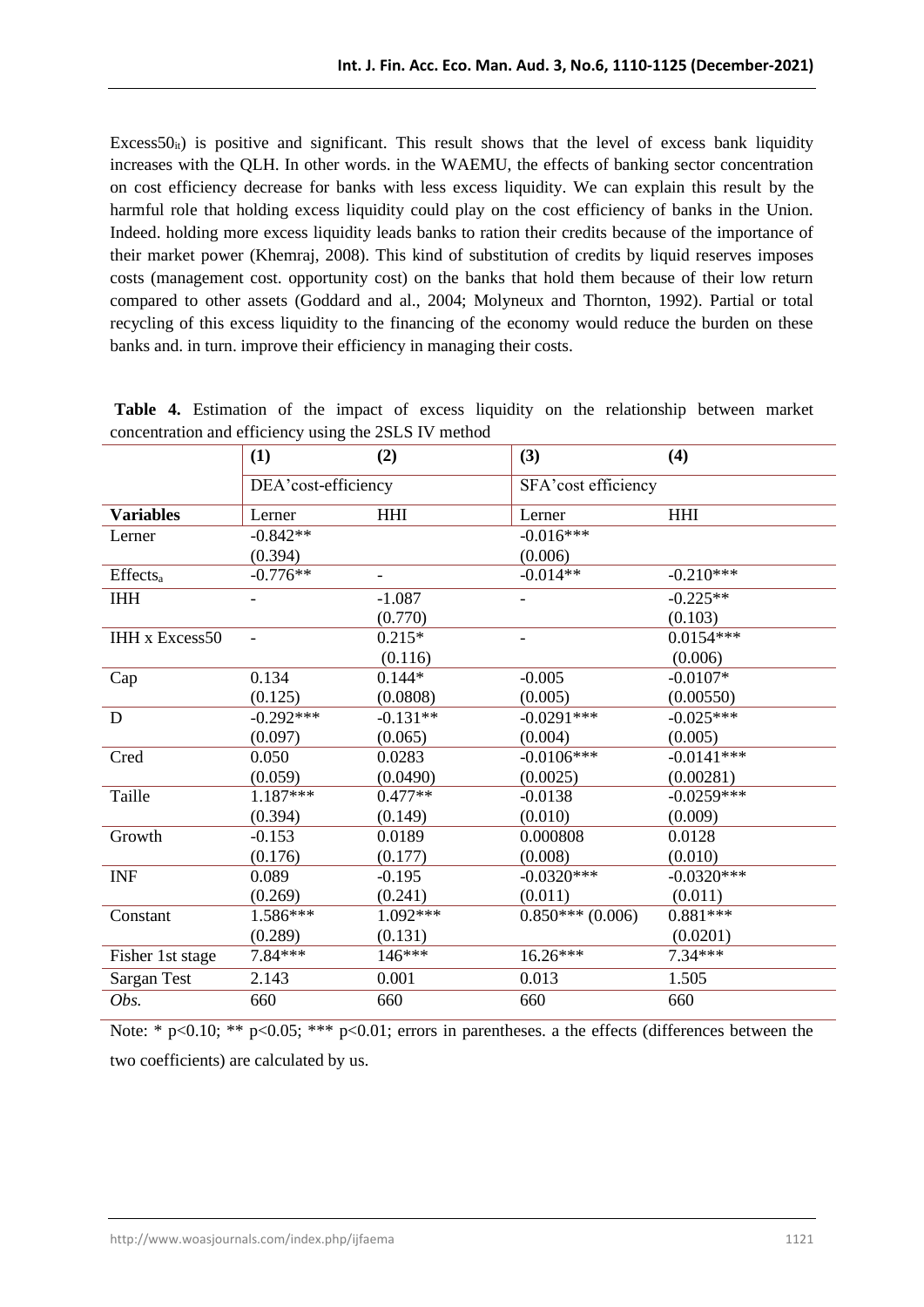$Excess50_{it}$) is positive and significant. This result shows that the level of excess bank liquidity increases with the QLH. In other words. in the WAEMU, the effects of banking sector concentration on cost efficiency decrease for banks with less excess liquidity. We can explain this result by the harmful role that holding excess liquidity could play on the cost efficiency of banks in the Union. Indeed. holding more excess liquidity leads banks to ration their credits because of the importance of their market power (Khemraj, 2008). This kind of substitution of credits by liquid reserves imposes costs (management cost. opportunity cost) on the banks that hold them because of their low return compared to other assets (Goddard and al., 2004; Molyneux and Thornton, 1992). Partial or total recycling of this excess liquidity to the financing of the economy would reduce the burden on these banks and. in turn. improve their efficiency in managing their costs.

**Table 4.** Estimation of the impact of excess liquidity on the relationship between market concentration and efficiency using the 2SLS IV method

| | (1) | (2) | (3) | (4) |
|---|---|---|---|---|
| | DEA'cost-efficiency | | SFA'cost efficiency | |
| **Variables** | Lerner | HHI | Lerner | HHI |
| Lerner | -0.842** | | -0.016*** | |
| | (0.394) | | (0.006) | |
| $Effects_a$ | -0.776** | - | -0.014** | -0.210*** |
| IHH | - | -1.087 | - | -0.225** |
| | | (0.770) | | (0.103) |
| IHH x Excess50 | - | 0.215* | - | 0.0154*** |
| | | (0.116) | | (0.006) |
| Cap | 0.134 | 0.144* | -0.005 | -0.0107* |
| | (0.125) | (0.0808) | (0.005) | (0.00550) |
| D | -0.292*** | -0.131** | -0.0291*** | -0.025*** |
| | (0.097) | (0.065) | (0.004) | (0.005) |
| Cred | 0.050 | 0.0283 | -0.0106*** | -0.0141*** |
| | (0.059) | (0.0490) | (0.0025) | (0.00281) |
| Taille | 1.187*** | 0.477** | -0.0138 | -0.0259*** |
| | (0.394) | (0.149) | (0.010) | (0.009) |
| Growth | -0.153 | 0.0189 | 0.000808 | 0.0128 |
| | (0.176) | (0.177) | (0.008) | (0.010) |
| INF | 0.089 | -0.195 | -0.0320*** | -0.0320*** |
| | (0.269) | (0.241) | (0.011) | (0.011) |
| Constant | 1.586*** | 1.092*** | 0.850*** (0.006) | 0.881*** |
| | (0.289) | (0.131) | | (0.0201) |
| Fisher 1st stage | 7.84*** | 146*** | 16.26*** | 7.34*** |
| Sargan Test | 2.143 | 0.001 | 0.013 | 1.505 |
| *Obs.* | 660 | 660 | 660 | 660 |

Note: * p<0.10; ** p<0.05; *** p<0.01; errors in parentheses. a the effects (differences between the two coefficients) are calculated by us.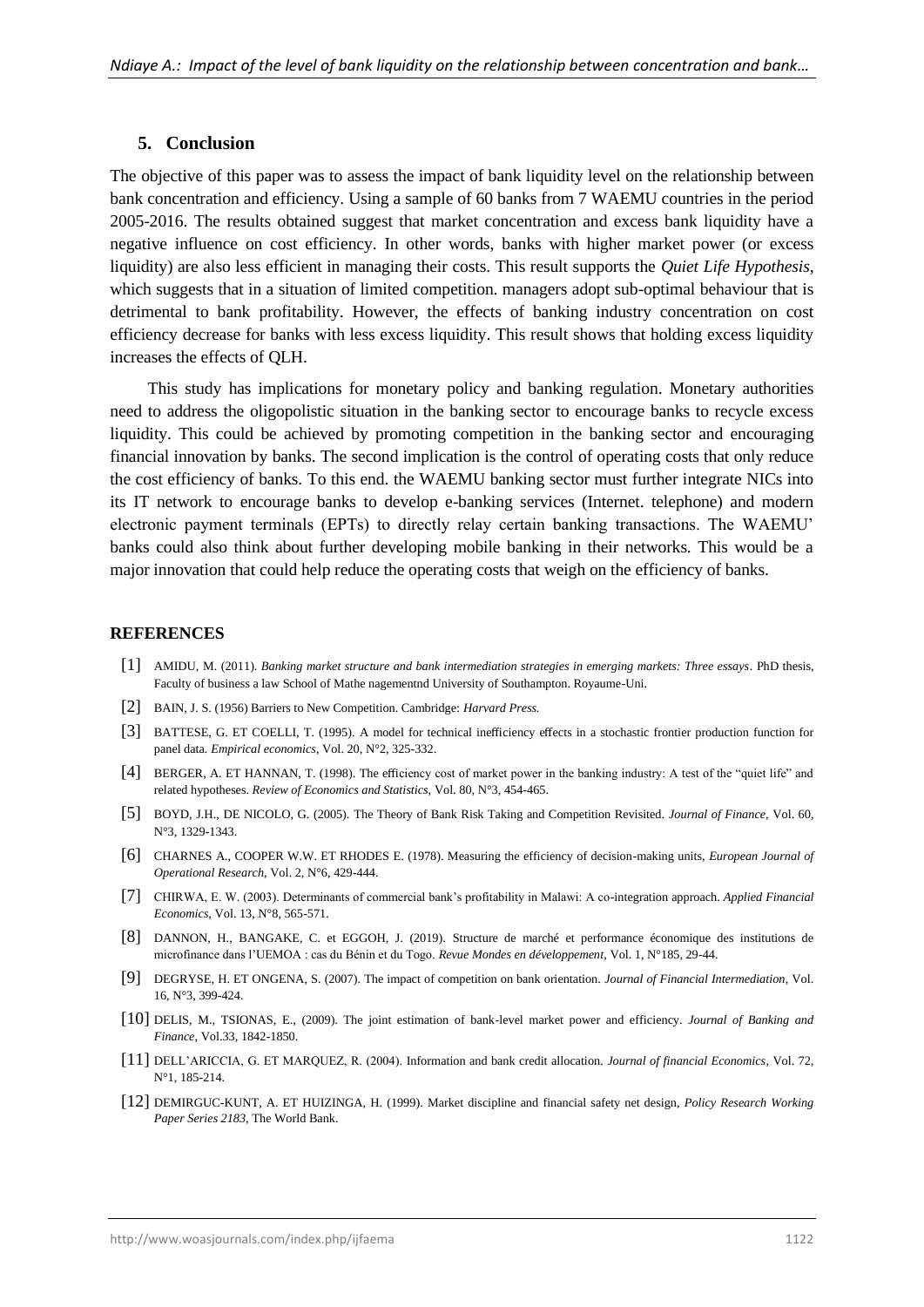## 5. Conclusion

The objective of this paper was to assess the impact of bank liquidity level on the relationship between bank concentration and efficiency. Using a sample of 60 banks from 7 WAEMU countries in the period 2005-2016. The results obtained suggest that market concentration and excess bank liquidity have a negative influence on cost efficiency. In other words, banks with higher market power (or excess liquidity) are also less efficient in managing their costs. This result supports the *Quiet Life Hypothesis*, which suggests that in a situation of limited competition. managers adopt sub-optimal behaviour that is detrimental to bank profitability. However, the effects of banking industry concentration on cost efficiency decrease for banks with less excess liquidity. This result shows that holding excess liquidity increases the effects of QLH.

This study has implications for monetary policy and banking regulation. Monetary authorities need to address the oligopolistic situation in the banking sector to encourage banks to recycle excess liquidity. This could be achieved by promoting competition in the banking sector and encouraging financial innovation by banks. The second implication is the control of operating costs that only reduce the cost efficiency of banks. To this end. the WAEMU banking sector must further integrate NICs into its IT network to encourage banks to develop e-banking services (Internet. telephone) and modern electronic payment terminals (EPTs) to directly relay certain banking transactions. The WAEMU' banks could also think about further developing mobile banking in their networks. This would be a major innovation that could help reduce the operating costs that weigh on the efficiency of banks.

## REFERENCES

[1] AMIDU, M. (2011). *Banking market structure and bank intermediation strategies in emerging markets: Three essays*. PhD thesis, Faculty of business a law School of Mathe nagementnd University of Southampton. Royaume-Uni.

[2] BAIN, J. S. (1956) Barriers to New Competition. Cambridge: *Harvard Press.*

[3] BATTESE, G. ET COELLI, T. (1995). A model for technical inefficiency effects in a stochastic frontier production function for panel data. *Empirical economics*, Vol. 20, N°2, 325-332.

[4] BERGER, A. ET HANNAN, T. (1998). The efficiency cost of market power in the banking industry: A test of the "quiet life" and related hypotheses. *Review of Economics and Statistics*, Vol. 80, N°3, 454-465.

[5] BOYD, J.H., DE NICOLO, G. (2005). The Theory of Bank Risk Taking and Competition Revisited. *Journal of Finance*, Vol. 60, N°3, 1329-1343.

[6] CHARNES A., COOPER W.W. ET RHODES E. (1978). Measuring the efficiency of decision-making units, *European Journal of Operational Research*, Vol. 2, N°6, 429-444.

[7] CHIRWA, E. W. (2003). Determinants of commercial bank's profitability in Malawi: A co-integration approach. *Applied Financial Economics*, Vol. 13, N°8, 565-571.

[8] DANNON, H., BANGAKE, C. et EGGOH, J. (2019). Structure de marché et performance économique des institutions de microfinance dans l'UEMOA : cas du Bénin et du Togo. *Revue Mondes en développement*, Vol. 1, N°185, 29-44.

[9] DEGRYSE, H. ET ONGENA, S. (2007). The impact of competition on bank orientation. *Journal of Financial Intermediation*, Vol. 16, N°3, 399-424.

[10] DELIS, M., TSIONAS, E., (2009). The joint estimation of bank-level market power and efficiency. *Journal of Banking and Finance*, Vol.33, 1842-1850.

[11] DELL'ARICCIA, G. ET MARQUEZ, R. (2004). Information and bank credit allocation. *Journal of financial Economics*, Vol. 72, N°1, 185-214.

[12] DEMIRGUC-KUNT, A. ET HUIZINGA, H. (1999). Market discipline and financial safety net design, *Policy Research Working Paper Series 2183*, The World Bank.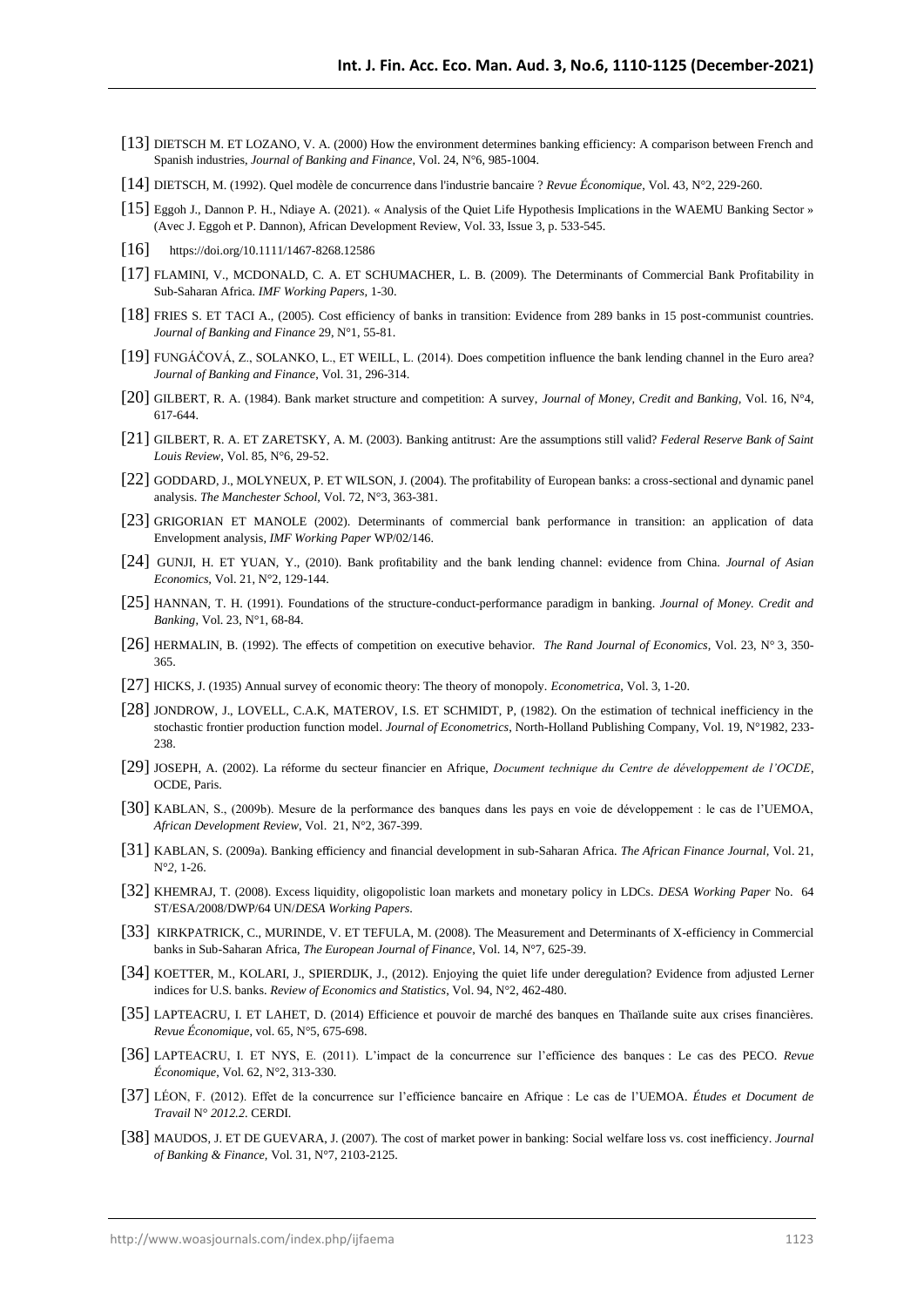[13] DIETSCH M. ET LOZANO, V. A. (2000) How the environment determines banking efficiency: A comparison between French and Spanish industries, *Journal of Banking and Finance*, Vol. 24, N°6, 985-1004.

[14] DIETSCH, M. (1992). Quel modèle de concurrence dans l'industrie bancaire ? *Revue Économique*, Vol. 43, N°2, 229-260.

[15] Eggoh J., Dannon P. H., Ndiaye A. (2021). « Analysis of the Quiet Life Hypothesis Implications in the WAEMU Banking Sector » (Avec J. Eggoh et P. Dannon), African Development Review, Vol. 33, Issue 3, p. 533-545.

[16] https://doi.org/10.1111/1467-8268.12586

[17] FLAMINI, V., MCDONALD, C. A. ET SCHUMACHER, L. B. (2009). The Determinants of Commercial Bank Profitability in Sub-Saharan Africa. *IMF Working Papers*, 1-30.

[18] FRIES S. ET TACI A., (2005). Cost efficiency of banks in transition: Evidence from 289 banks in 15 post-communist countries. *Journal of Banking and Finance* 29, N°1, 55-81.

[19] FUNGÁČOVÁ, Z., SOLANKO, L., ET WEILL, L. (2014). Does competition influence the bank lending channel in the Euro area? *Journal of Banking and Finance*, Vol. 31, 296-314.

[20] GILBERT, R. A. (1984). Bank market structure and competition: A survey, *Journal of Money, Credit and Banking*, Vol. 16, N°4, 617-644.

[21] GILBERT, R. A. ET ZARETSKY, A. M. (2003). Banking antitrust: Are the assumptions still valid? *Federal Reserve Bank of Saint Louis Review*, Vol. 85, N°6, 29-52.

[22] GODDARD, J., MOLYNEUX, P. ET WILSON, J. (2004). The profitability of European banks: a cross-sectional and dynamic panel analysis. *The Manchester School*, Vol. 72, N°3, 363-381.

[23] GRIGORIAN ET MANOLE (2002). Determinants of commercial bank performance in transition: an application of data Envelopment analysis, *IMF Working Paper* WP/02/146.

[24] GUNJI, H. ET YUAN, Y., (2010). Bank profitability and the bank lending channel: evidence from China. *Journal of Asian Economics*, Vol. 21, N°2, 129-144.

[25] HANNAN, T. H. (1991). Foundations of the structure-conduct-performance paradigm in banking. *Journal of Money. Credit and Banking*, Vol. 23, N°1, 68-84.

[26] HERMALIN, B. (1992). The effects of competition on executive behavior. *The Rand Journal of Economics*, Vol. 23, N° 3, 350-365.

[27] HICKS, J. (1935) Annual survey of economic theory: The theory of monopoly. *Econometrica*, Vol. 3, 1-20.

[28] JONDROW, J., LOVELL, C.A.K, MATEROV, I.S. ET SCHMIDT, P, (1982). On the estimation of technical inefficiency in the stochastic frontier production function model. *Journal of Econometrics*, North-Holland Publishing Company, Vol. 19, N°1982, 233-238.

[29] JOSEPH, A. (2002). La réforme du secteur financier en Afrique, *Document technique du Centre de développement de l'OCDE*, OCDE, Paris.

[30] KABLAN, S., (2009b). Mesure de la performance des banques dans les pays en voie de développement : le cas de l'UEMOA, *African Development Review*, Vol. 21, N°2, 367-399.

[31] KABLAN, S. (2009a). Banking efficiency and financial development in sub-Saharan Africa. *The African Finance Journal*, Vol. 21, N°2, 1-26.

[32] KHEMRAJ, T. (2008). Excess liquidity, oligopolistic loan markets and monetary policy in LDCs. *DESA Working Paper* No. 64 ST/ESA/2008/DWP/64 UN/*DESA Working Papers*.

[33] KIRKPATRICK, C., MURINDE, V. ET TEFULA, M. (2008). The Measurement and Determinants of X-efficiency in Commercial banks in Sub-Saharan Africa, *The European Journal of Finance*, Vol. 14, N°7, 625-39.

[34] KOETTER, M., KOLARI, J., SPIERDIJK, J., (2012). Enjoying the quiet life under deregulation? Evidence from adjusted Lerner indices for U.S. banks. *Review of Economics and Statistics*, Vol. 94, N°2, 462-480.

[35] LAPTEACRU, I. ET LAHET, D. (2014) Efficience et pouvoir de marché des banques en Thaïlande suite aux crises financières. *Revue Économique*, vol. 65, N°5, 675-698.

[36] LAPTEACRU, I. ET NYS, E. (2011). L'impact de la concurrence sur l'efficience des banques : Le cas des PECO. *Revue Économique*, Vol. 62, N°2, 313-330.

[37] LÉON, F. (2012). Effet de la concurrence sur l'efficience bancaire en Afrique : Le cas de l'UEMOA. *Études et Document de Travail* N° *2012.2*. CERDI.

[38] MAUDOS, J. ET DE GUEVARA, J. (2007). The cost of market power in banking: Social welfare loss vs. cost inefficiency. *Journal of Banking & Finance*, Vol. 31, N°7, 2103-2125.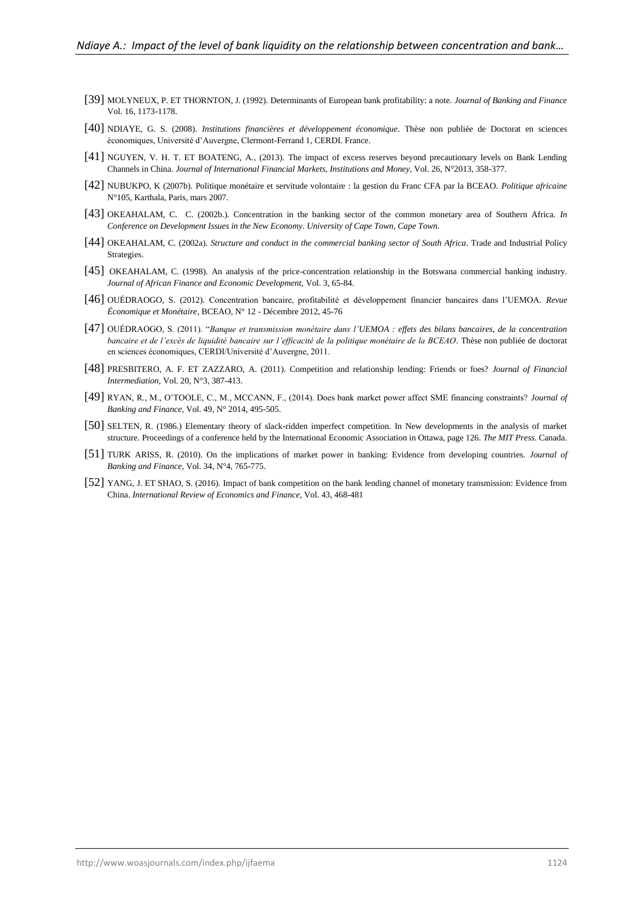[39] MOLYNEUX, P. ET THORNTON, J. (1992). Determinants of European bank profitability: a note. *Journal of Banking and Finance* Vol. 16, 1173-1178.

[40] NDIAYE, G. S. (2008). *Institutions financières et développement économique*. Thèse non publiée de Doctorat en sciences économiques, Université d'Auvergne, Clermont-Ferrand 1, CERDI. France.

[41] NGUYEN, V. H. T. ET BOATENG, A., (2013). The impact of excess reserves beyond precautionary levels on Bank Lending Channels in China. *Journal of International Financial Markets, Institutions and Money*, Vol. 26, N°2013, 358-377.

[42] NUBUKPO, K (2007b). Politique monétaire et servitude volontaire : la gestion du Franc CFA par la BCEAO. *Politique africaine* N°105, Karthala, Paris, mars 2007.

[43] OKEAHALAM, C. C. (2002b.). Concentration in the banking sector of the common monetary area of Southern Africa. *In Conference on Development Issues in the New Economy. University of Cape Town, Cape Town.*

[44] OKEAHALAM, C. (2002a). *Structure and conduct in the commercial banking sector of South Africa*. Trade and Industrial Policy Strategies.

[45] OKEAHALAM, C. (1998). An analysis of the price-concentration relationship in the Botswana commercial banking industry. *Journal of African Finance and Economic Development*, Vol. 3, 65-84.

[46] OUÉDRAOGO, S. (2012). Concentration bancaire, profitabilité et développement financier bancaires dans l'UEMOA. *Revue Économique et Monétaire*, BCEAO, N° 12 - Décembre 2012, 45-76

[47] OUÉDRAOGO, S. (2011). "*Banque et transmission monétaire dans l'UEMOA : effets des bilans bancaires, de la concentration bancaire et de l'excès de liquidité bancaire sur l'efficacité de la politique monétaire de la BCEAO*. Thèse non publiée de doctorat en sciences économiques, CERDI/Université d'Auvergne, 2011.

[48] PRESBITERO, A. F. ET ZAZZARO, A. (2011). Competition and relationship lending: Friends or foes? *Journal of Financial Intermediation*, Vol. 20, N°3, 387-413.

[49] RYAN, R., M., O'TOOLE, C., M., MCCANN, F., (2014). Does bank market power affect SME financing constraints? *Journal of Banking and Finance*, Vol. 49, N° 2014, 495-505.

[50] SELTEN, R. (1986.) Elementary theory of slack-ridden imperfect competition. In New developments in the analysis of market structure. Proceedings of a conference held by the International Economic Association in Ottawa, page 126. *The MIT Press*. Canada.

[51] TURK ARISS, R. (2010). On the implications of market power in banking: Evidence from developing countries. *Journal of Banking and Finance*, Vol. 34, N°4, 765-775.

[52] YANG, J. ET SHAO, S. (2016). Impact of bank competition on the bank lending channel of monetary transmission: Evidence from China. *International Review of Economics and Finance*, Vol. 43, 468-481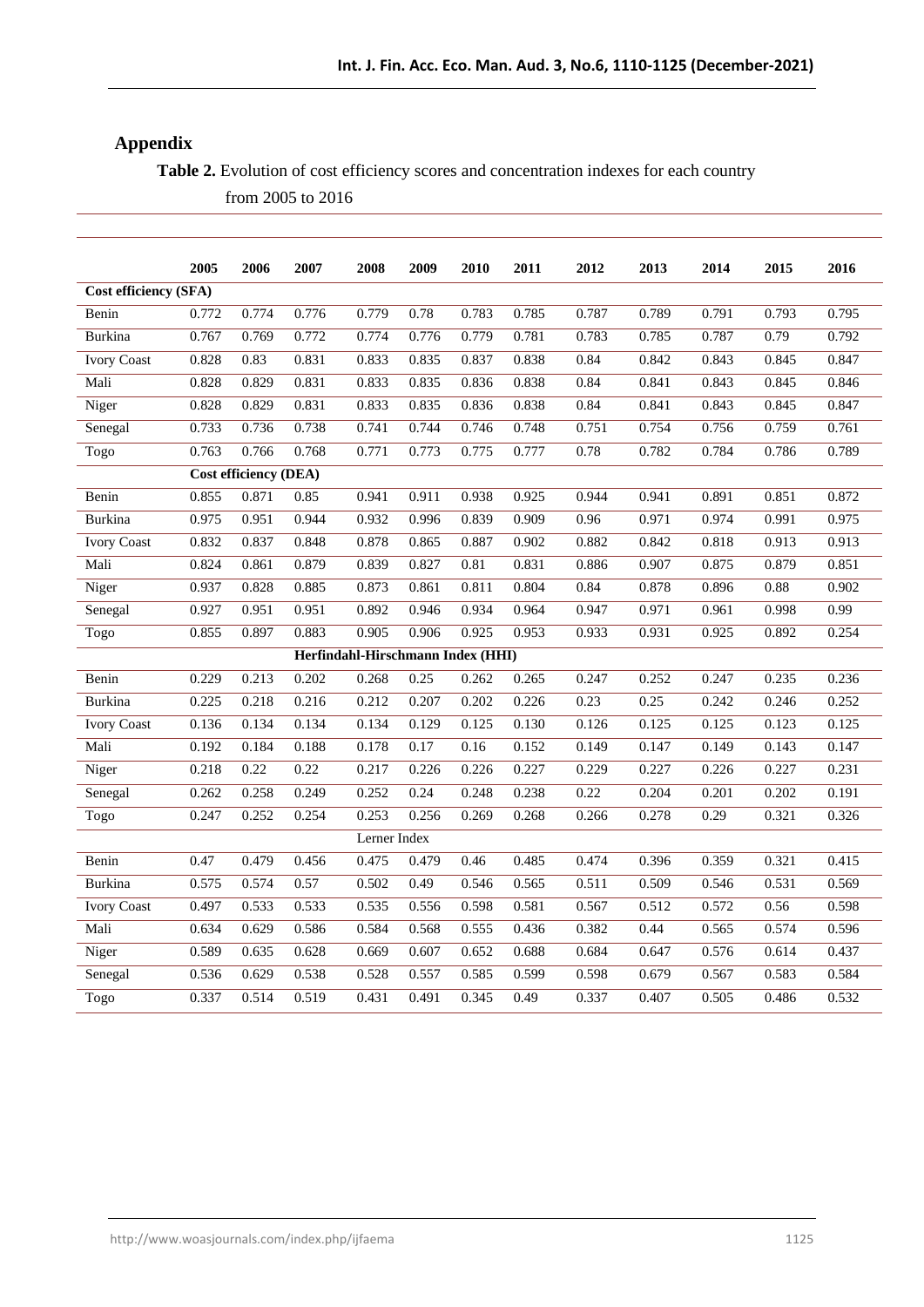## Appendix

**Table 2.** Evolution of cost efficiency scores and concentration indexes for each country from 2005 to 2016

| | 2005 | 2006 | 2007 | 2008 | 2009 | 2010 | 2011 | 2012 | 2013 | 2014 | 2015 | 2016 |
|---|---|---|---|---|---|---|---|---|---|---|---|---|
| **Cost efficiency (SFA)** | | | | | | | | | | | | |
| Benin | 0.772 | 0.774 | 0.776 | 0.779 | 0.78 | 0.783 | 0.785 | 0.787 | 0.789 | 0.791 | 0.793 | 0.795 |
| Burkina | 0.767 | 0.769 | 0.772 | 0.774 | 0.776 | 0.779 | 0.781 | 0.783 | 0.785 | 0.787 | 0.79 | 0.792 |
| Ivory Coast | 0.828 | 0.83 | 0.831 | 0.833 | 0.835 | 0.837 | 0.838 | 0.84 | 0.842 | 0.843 | 0.845 | 0.847 |
| Mali | 0.828 | 0.829 | 0.831 | 0.833 | 0.835 | 0.836 | 0.838 | 0.84 | 0.841 | 0.843 | 0.845 | 0.846 |
| Niger | 0.828 | 0.829 | 0.831 | 0.833 | 0.835 | 0.836 | 0.838 | 0.84 | 0.841 | 0.843 | 0.845 | 0.847 |
| Senegal | 0.733 | 0.736 | 0.738 | 0.741 | 0.744 | 0.746 | 0.748 | 0.751 | 0.754 | 0.756 | 0.759 | 0.761 |
| Togo | 0.763 | 0.766 | 0.768 | 0.771 | 0.773 | 0.775 | 0.777 | 0.78 | 0.782 | 0.784 | 0.786 | 0.789 |
| | **Cost efficiency (DEA)** | | | | | | | | | | | |
| Benin | 0.855 | 0.871 | 0.85 | 0.941 | 0.911 | 0.938 | 0.925 | 0.944 | 0.941 | 0.891 | 0.851 | 0.872 |
| Burkina | 0.975 | 0.951 | 0.944 | 0.932 | 0.996 | 0.839 | 0.909 | 0.96 | 0.971 | 0.974 | 0.991 | 0.975 |
| Ivory Coast | 0.832 | 0.837 | 0.848 | 0.878 | 0.865 | 0.887 | 0.902 | 0.882 | 0.842 | 0.818 | 0.913 | 0.913 |
| Mali | 0.824 | 0.861 | 0.879 | 0.839 | 0.827 | 0.81 | 0.831 | 0.886 | 0.907 | 0.875 | 0.879 | 0.851 |
| Niger | 0.937 | 0.828 | 0.885 | 0.873 | 0.861 | 0.811 | 0.804 | 0.84 | 0.878 | 0.896 | 0.88 | 0.902 |
| Senegal | 0.927 | 0.951 | 0.951 | 0.892 | 0.946 | 0.934 | 0.964 | 0.947 | 0.971 | 0.961 | 0.998 | 0.99 |
| Togo | 0.855 | 0.897 | 0.883 | 0.905 | 0.906 | 0.925 | 0.953 | 0.933 | 0.931 | 0.925 | 0.892 | 0.254 |
| | | | | **Herfindahl-Hirschmann Index (HHI)** | | | | | | | | |
| Benin | 0.229 | 0.213 | 0.202 | 0.268 | 0.25 | 0.262 | 0.265 | 0.247 | 0.252 | 0.247 | 0.235 | 0.236 |
| Burkina | 0.225 | 0.218 | 0.216 | 0.212 | 0.207 | 0.202 | 0.226 | 0.23 | 0.25 | 0.242 | 0.246 | 0.252 |
| Ivory Coast | 0.136 | 0.134 | 0.134 | 0.134 | 0.129 | 0.125 | 0.130 | 0.126 | 0.125 | 0.125 | 0.123 | 0.125 |
| Mali | 0.192 | 0.184 | 0.188 | 0.178 | 0.17 | 0.16 | 0.152 | 0.149 | 0.147 | 0.149 | 0.143 | 0.147 |
| Niger | 0.218 | 0.22 | 0.22 | 0.217 | 0.226 | 0.226 | 0.227 | 0.229 | 0.227 | 0.226 | 0.227 | 0.231 |
| Senegal | 0.262 | 0.258 | 0.249 | 0.252 | 0.24 | 0.248 | 0.238 | 0.22 | 0.204 | 0.201 | 0.202 | 0.191 |
| Togo | 0.247 | 0.252 | 0.254 | 0.253 | 0.256 | 0.269 | 0.268 | 0.266 | 0.278 | 0.29 | 0.321 | 0.326 |
| | | | | Lerner Index | | | | | | | | |
| Benin | 0.47 | 0.479 | 0.456 | 0.475 | 0.479 | 0.46 | 0.485 | 0.474 | 0.396 | 0.359 | 0.321 | 0.415 |
| Burkina | 0.575 | 0.574 | 0.57 | 0.502 | 0.49 | 0.546 | 0.565 | 0.511 | 0.509 | 0.546 | 0.531 | 0.569 |
| Ivory Coast | 0.497 | 0.533 | 0.533 | 0.535 | 0.556 | 0.598 | 0.581 | 0.567 | 0.512 | 0.572 | 0.56 | 0.598 |
| Mali | 0.634 | 0.629 | 0.586 | 0.584 | 0.568 | 0.555 | 0.436 | 0.382 | 0.44 | 0.565 | 0.574 | 0.596 |
| Niger | 0.589 | 0.635 | 0.628 | 0.669 | 0.607 | 0.652 | 0.688 | 0.684 | 0.647 | 0.576 | 0.614 | 0.437 |
| Senegal | 0.536 | 0.629 | 0.538 | 0.528 | 0.557 | 0.585 | 0.599 | 0.598 | 0.679 | 0.567 | 0.583 | 0.584 |
| Togo | 0.337 | 0.514 | 0.519 | 0.431 | 0.491 | 0.345 | 0.49 | 0.337 | 0.407 | 0.505 | 0.486 | 0.532 |